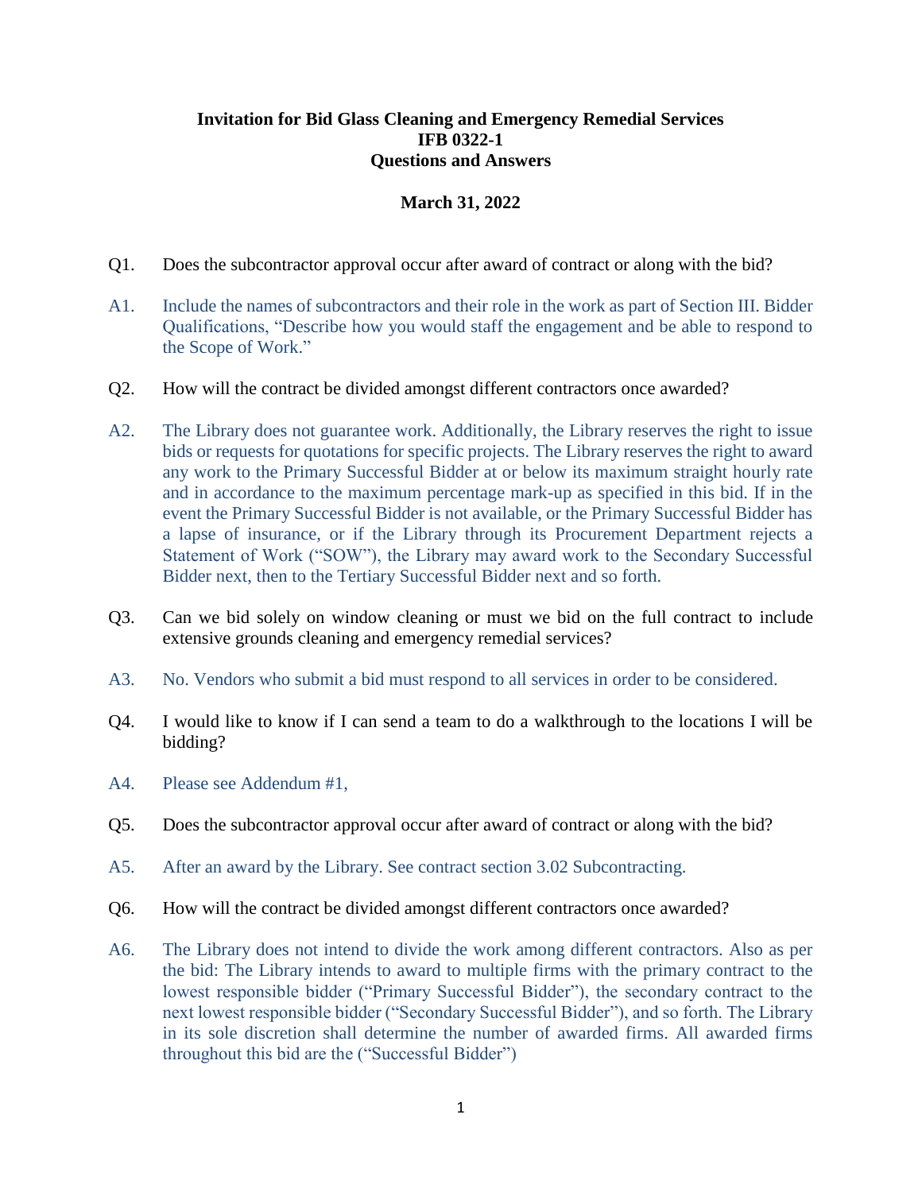**Invitation for Bid Glass Cleaning and Emergency Remedial Services**
**IFB 0322-1**
**Questions and Answers**

**March 31, 2022**

Q1. Does the subcontractor approval occur after award of contract or along with the bid?

A1. Include the names of subcontractors and their role in the work as part of Section III. Bidder Qualifications, "Describe how you would staff the engagement and be able to respond to the Scope of Work."

Q2. How will the contract be divided amongst different contractors once awarded?

A2. The Library does not guarantee work. Additionally, the Library reserves the right to issue bids or requests for quotations for specific projects. The Library reserves the right to award any work to the Primary Successful Bidder at or below its maximum straight hourly rate and in accordance to the maximum percentage mark-up as specified in this bid. If in the event the Primary Successful Bidder is not available, or the Primary Successful Bidder has a lapse of insurance, or if the Library through its Procurement Department rejects a Statement of Work ("SOW"), the Library may award work to the Secondary Successful Bidder next, then to the Tertiary Successful Bidder next and so forth.

Q3. Can we bid solely on window cleaning or must we bid on the full contract to include extensive grounds cleaning and emergency remedial services?

A3. No. Vendors who submit a bid must respond to all services in order to be considered.

Q4. I would like to know if I can send a team to do a walkthrough to the locations I will be bidding?

A4. Please see Addendum #1,

Q5. Does the subcontractor approval occur after award of contract or along with the bid?

A5. After an award by the Library. See contract section 3.02 Subcontracting.

Q6. How will the contract be divided amongst different contractors once awarded?

A6. The Library does not intend to divide the work among different contractors. Also as per the bid: The Library intends to award to multiple firms with the primary contract to the lowest responsible bidder ("Primary Successful Bidder"), the secondary contract to the next lowest responsible bidder ("Secondary Successful Bidder"), and so forth. The Library in its sole discretion shall determine the number of awarded firms. All awarded firms throughout this bid are the ("Successful Bidder")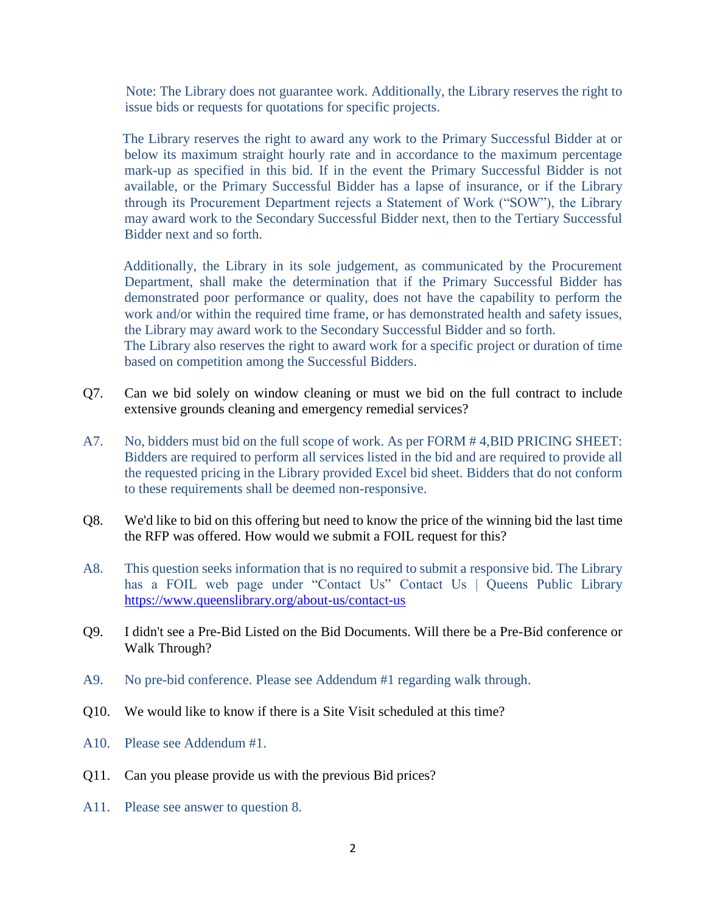Note: The Library does not guarantee work. Additionally, the Library reserves the right to issue bids or requests for quotations for specific projects.

The Library reserves the right to award any work to the Primary Successful Bidder at or below its maximum straight hourly rate and in accordance to the maximum percentage mark-up as specified in this bid. If in the event the Primary Successful Bidder is not available, or the Primary Successful Bidder has a lapse of insurance, or if the Library through its Procurement Department rejects a Statement of Work ("SOW"), the Library may award work to the Secondary Successful Bidder next, then to the Tertiary Successful Bidder next and so forth.

Additionally, the Library in its sole judgement, as communicated by the Procurement Department, shall make the determination that if the Primary Successful Bidder has demonstrated poor performance or quality, does not have the capability to perform the work and/or within the required time frame, or has demonstrated health and safety issues, the Library may award work to the Secondary Successful Bidder and so forth.
The Library also reserves the right to award work for a specific project or duration of time based on competition among the Successful Bidders.

Q7. Can we bid solely on window cleaning or must we bid on the full contract to include extensive grounds cleaning and emergency remedial services?

A7. No, bidders must bid on the full scope of work. As per FORM # 4,BID PRICING SHEET: Bidders are required to perform all services listed in the bid and are required to provide all the requested pricing in the Library provided Excel bid sheet. Bidders that do not conform to these requirements shall be deemed non-responsive.

Q8. We'd like to bid on this offering but need to know the price of the winning bid the last time the RFP was offered. How would we submit a FOIL request for this?

A8. This question seeks information that is no required to submit a responsive bid. The Library has a FOIL web page under "Contact Us" Contact Us | Queens Public Library https://www.queenslibrary.org/about-us/contact-us

Q9. I didn't see a Pre-Bid Listed on the Bid Documents. Will there be a Pre-Bid conference or Walk Through?

A9. No pre-bid conference. Please see Addendum #1 regarding walk through.

Q10. We would like to know if there is a Site Visit scheduled at this time?

A10. Please see Addendum #1.

Q11. Can you please provide us with the previous Bid prices?

A11. Please see answer to question 8.